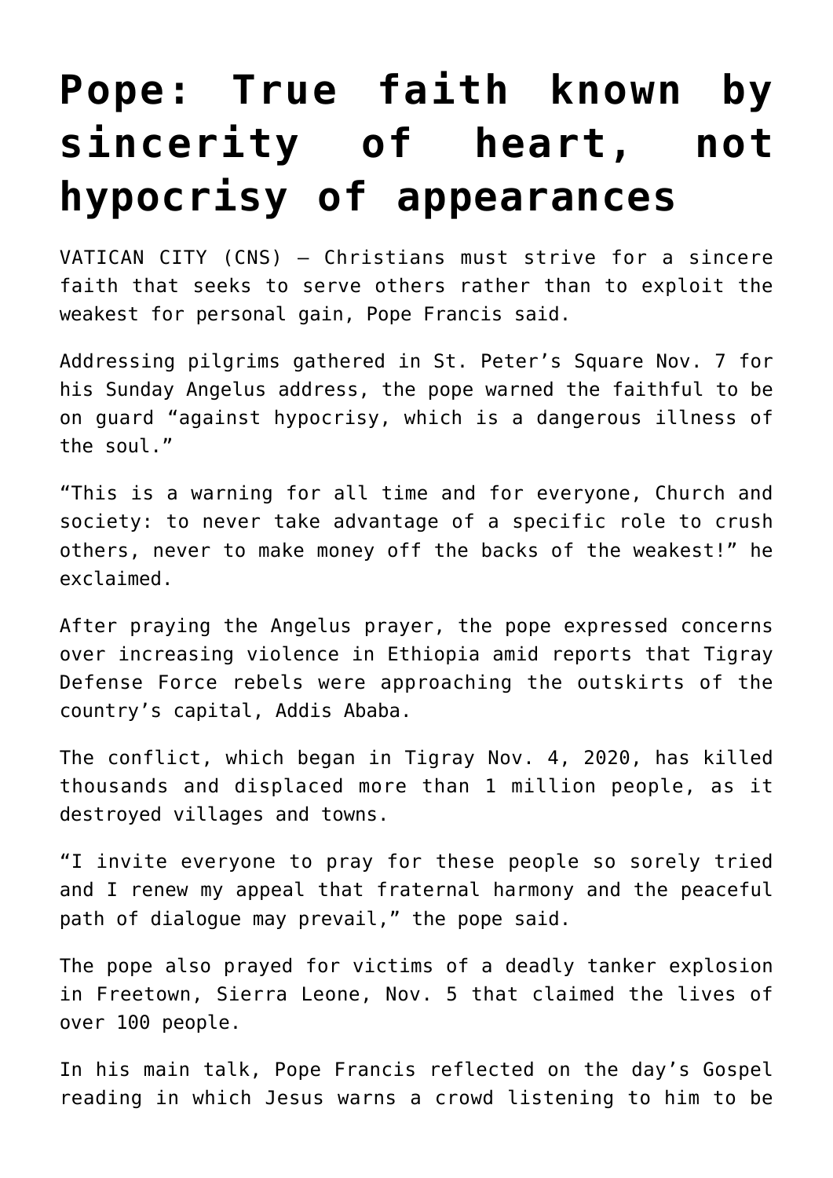# Pope: True faith known by sincerity of heart, not hypocrisy of appearances

VATICAN CITY (CNS) — Christians must strive for a sincere faith that seeks to serve others rather than to exploit the weakest for personal gain, Pope Francis said.

Addressing pilgrims gathered in St. Peter's Square Nov. 7 for his Sunday Angelus address, the pope warned the faithful to be on guard "against hypocrisy, which is a dangerous illness of the soul."

"This is a warning for all time and for everyone, Church and society: to never take advantage of a specific role to crush others, never to make money off the backs of the weakest!" he exclaimed.

After praying the Angelus prayer, the pope expressed concerns over increasing violence in Ethiopia amid reports that Tigray Defense Force rebels were approaching the outskirts of the country's capital, Addis Ababa.

The conflict, which began in Tigray Nov. 4, 2020, has killed thousands and displaced more than 1 million people, as it destroyed villages and towns.

"I invite everyone to pray for these people so sorely tried and I renew my appeal that fraternal harmony and the peaceful path of dialogue may prevail," the pope said.

The pope also prayed for victims of a deadly tanker explosion in Freetown, Sierra Leone, Nov. 5 that claimed the lives of over 100 people.

In his main talk, Pope Francis reflected on the day's Gospel reading in which Jesus warns a crowd listening to him to be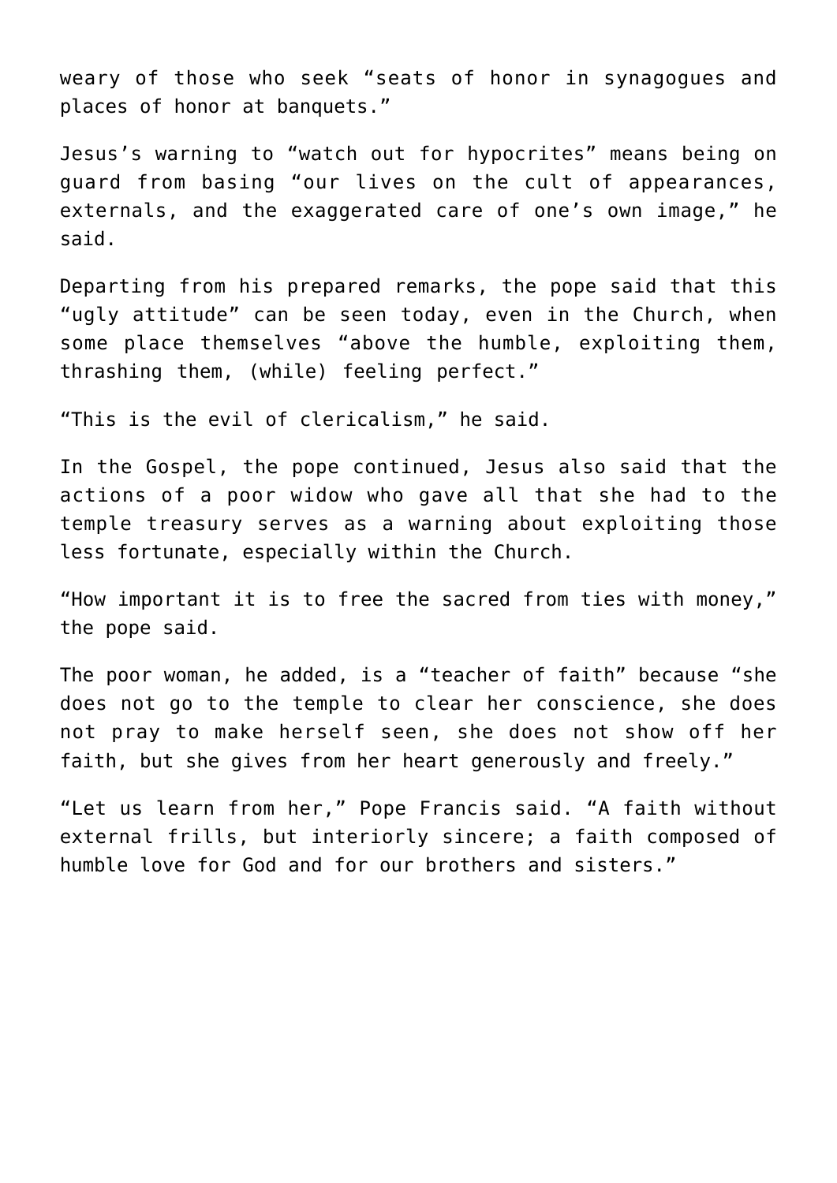weary of those who seek "seats of honor in synagogues and places of honor at banquets."

Jesus's warning to "watch out for hypocrites" means being on guard from basing "our lives on the cult of appearances, externals, and the exaggerated care of one's own image," he said.

Departing from his prepared remarks, the pope said that this "ugly attitude" can be seen today, even in the Church, when some place themselves "above the humble, exploiting them, thrashing them, (while) feeling perfect."

"This is the evil of clericalism," he said.

In the Gospel, the pope continued, Jesus also said that the actions of a poor widow who gave all that she had to the temple treasury serves as a warning about exploiting those less fortunate, especially within the Church.

"How important it is to free the sacred from ties with money," the pope said.

The poor woman, he added, is a "teacher of faith" because "she does not go to the temple to clear her conscience, she does not pray to make herself seen, she does not show off her faith, but she gives from her heart generously and freely."

"Let us learn from her," Pope Francis said. "A faith without external frills, but interiorly sincere; a faith composed of humble love for God and for our brothers and sisters."